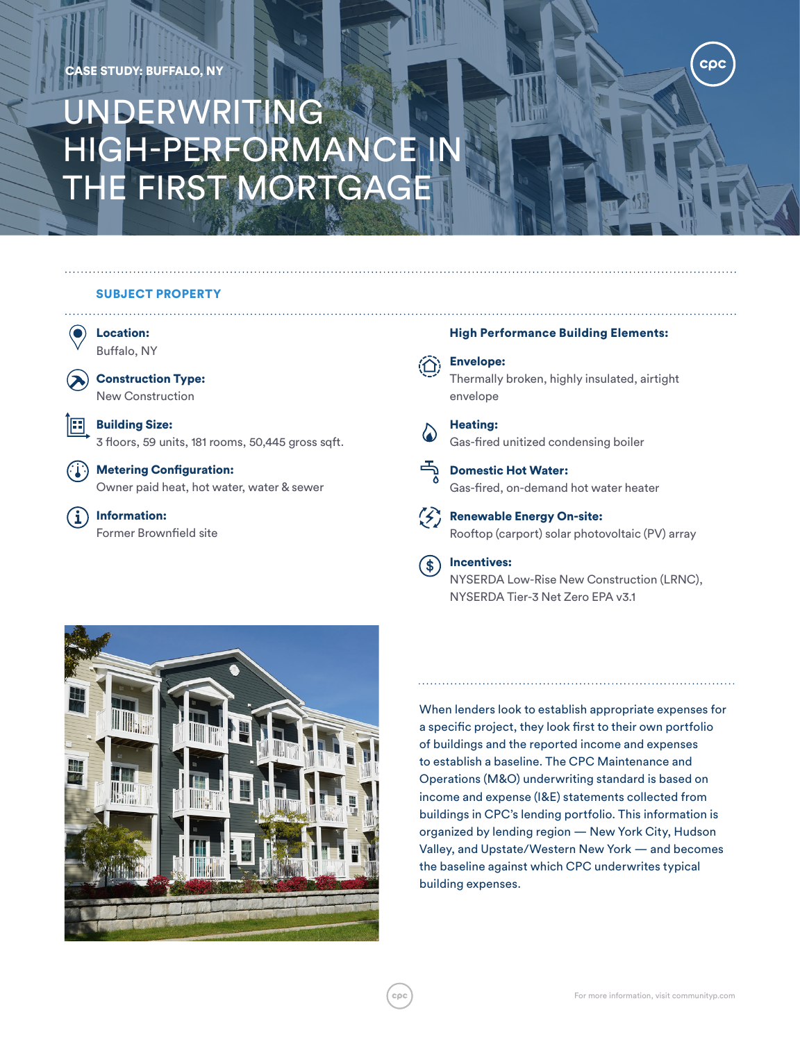CASE STUDY: BUFFALO, NY

# UNDERWRITING HIGH-PERFORMANCE IN THE FIRST MORTGAGE

## SUBJECT PROPERTY

**Location:**
Buffalo, NY

**Construction Type:**
New Construction

**Building Size:**
3 floors, 59 units, 181 rooms, 50,445 gross sqft.

**Metering Configuration:**
Owner paid heat, hot water, water & sewer

**Information:**
Former Brownfield site

**High Performance Building Elements:**

**Envelope:**
Thermally broken, highly insulated, airtight envelope

**Heating:**
Gas-fired unitized condensing boiler

**Domestic Hot Water:**
Gas-fired, on-demand hot water heater

**Renewable Energy On-site:**
Rooftop (carport) solar photovoltaic (PV) array

**Incentives:**
NYSERDA Low-Rise New Construction (LRNC), NYSERDA Tier-3 Net Zero EPA v3.1

When lenders look to establish appropriate expenses for a specific project, they look first to their own portfolio of buildings and the reported income and expenses to establish a baseline. The CPC Maintenance and Operations (M&O) underwriting standard is based on income and expense (I&E) statements collected from buildings in CPC's lending portfolio. This information is organized by lending region — New York City, Hudson Valley, and Upstate/Western New York — and becomes the baseline against which CPC underwrites typical building expenses.

For more information, visit communityp.com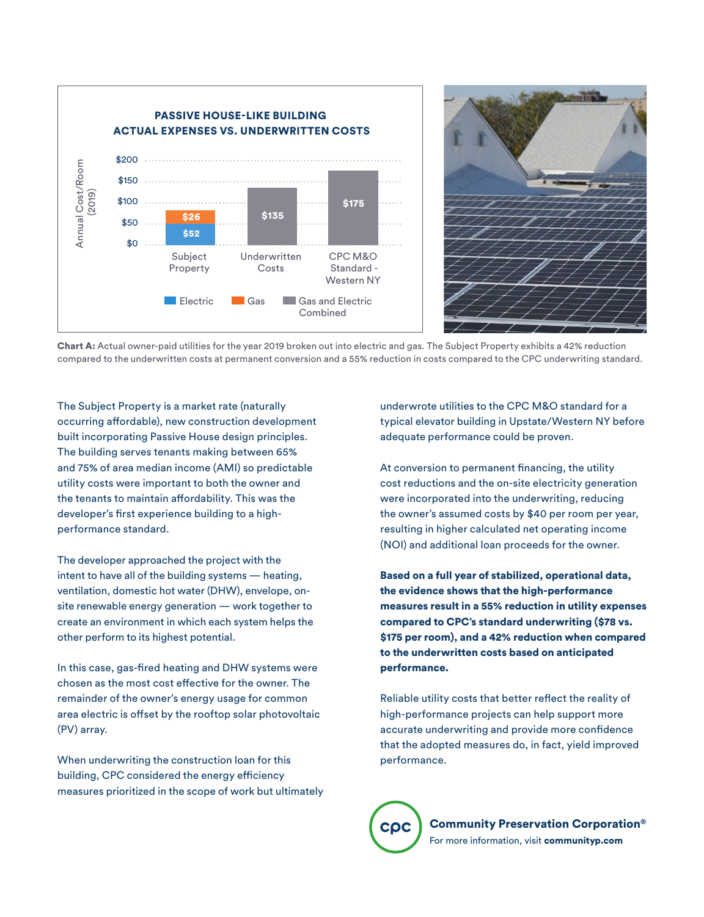PASSIVE HOUSE-LIKE BUILDING
ACTUAL EXPENSES VS. UNDERWRITTEN COSTS

Annual Cost/Room (2019)

$200
$150
$100
$50
$0

$26
$52
$135
$175

Subject Property
Underwritten Costs
CPC M&O Standard - Western NY

Electric
Gas
Gas and Electric Combined

**Chart A:** Actual owner-paid utilities for the year 2019 broken out into electric and gas. The Subject Property exhibits a 42% reduction compared to the underwritten costs at permanent conversion and a 55% reduction in costs compared to the CPC underwriting standard.

The Subject Property is a market rate (naturally occurring affordable), new construction development built incorporating Passive House design principles. The building serves tenants making between 65% and 75% of area median income (AMI) so predictable utility costs were important to both the owner and the tenants to maintain affordability. This was the developer's first experience building to a high-performance standard.

The developer approached the project with the intent to have all of the building systems — heating, ventilation, domestic hot water (DHW), envelope, on-site renewable energy generation — work together to create an environment in which each system helps the other perform to its highest potential.

In this case, gas-fired heating and DHW systems were chosen as the most cost effective for the owner. The remainder of the owner's energy usage for common area electric is offset by the rooftop solar photovoltaic (PV) array.

When underwriting the construction loan for this building, CPC considered the energy efficiency measures prioritized in the scope of work but ultimately underwrote utilities to the CPC M&O standard for a typical elevator building in Upstate/Western NY before adequate performance could be proven.

At conversion to permanent financing, the utility cost reductions and the on-site electricity generation were incorporated into the underwriting, reducing the owner's assumed costs by $40 per room per year, resulting in higher calculated net operating income (NOI) and additional loan proceeds for the owner.

**Based on a full year of stabilized, operational data, the evidence shows that the high-performance measures result in a 55% reduction in utility expenses compared to CPC's standard underwriting ($78 vs. $175 per room), and a 42% reduction when compared to the underwritten costs based on anticipated performance.**

Reliable utility costs that better reflect the reality of high-performance projects can help support more accurate underwriting and provide more confidence that the adopted measures do, in fact, yield improved performance.

cpc

**Community Preservation Corporation®**
For more information, visit **communityp.com**